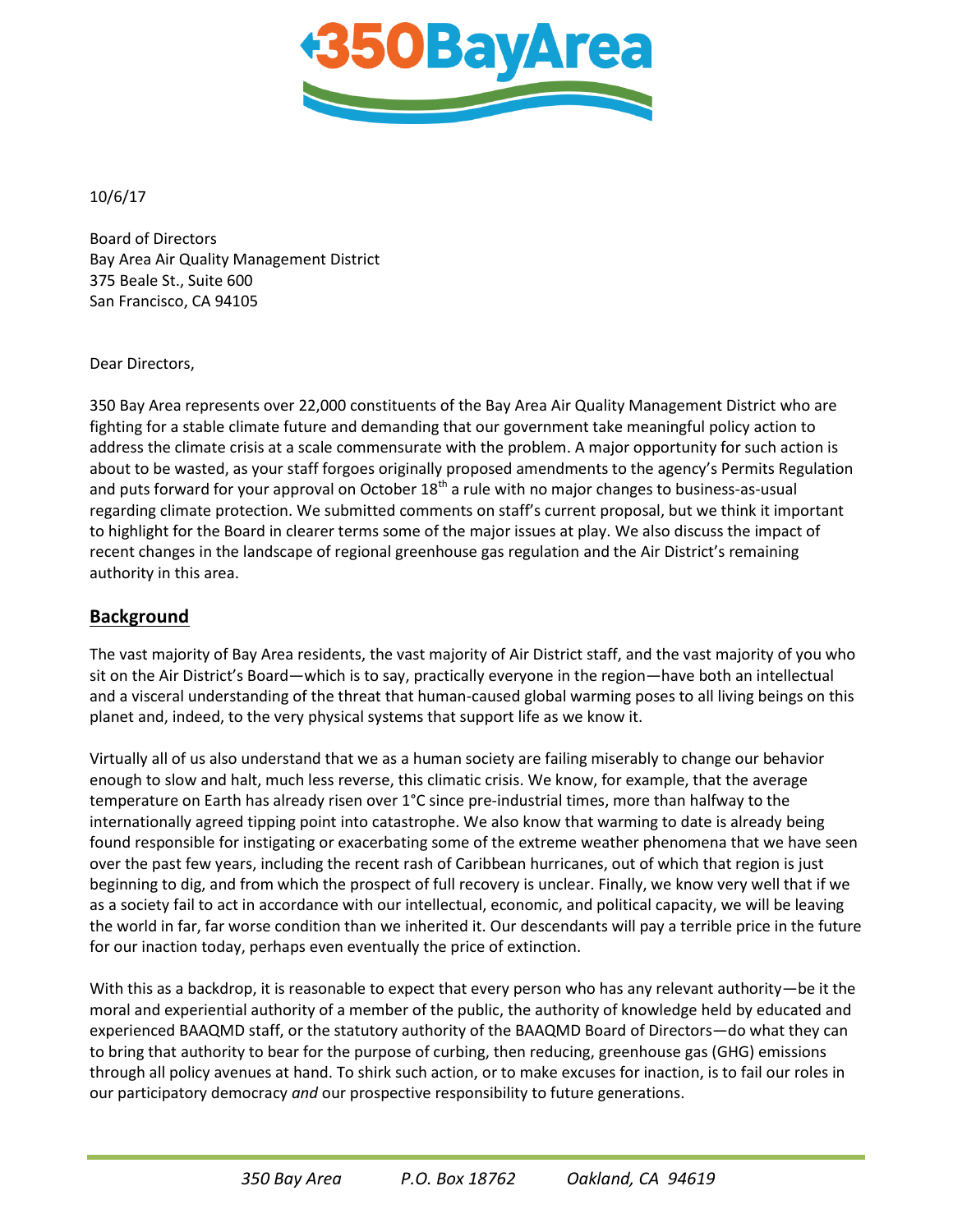# 350BayArea

10/6/17

Board of Directors
Bay Area Air Quality Management District
375 Beale St., Suite 600
San Francisco, CA 94105

Dear Directors,

350 Bay Area represents over 22,000 constituents of the Bay Area Air Quality Management District who are fighting for a stable climate future and demanding that our government take meaningful policy action to address the climate crisis at a scale commensurate with the problem. A major opportunity for such action is about to be wasted, as your staff forgoes originally proposed amendments to the agency's Permits Regulation and puts forward for your approval on October 18th a rule with no major changes to business-as-usual regarding climate protection. We submitted comments on staff's current proposal, but we think it important to highlight for the Board in clearer terms some of the major issues at play. We also discuss the impact of recent changes in the landscape of regional greenhouse gas regulation and the Air District's remaining authority in this area.

## Background

The vast majority of Bay Area residents, the vast majority of Air District staff, and the vast majority of you who sit on the Air District's Board—which is to say, practically everyone in the region—have both an intellectual and a visceral understanding of the threat that human-caused global warming poses to all living beings on this planet and, indeed, to the very physical systems that support life as we know it.

Virtually all of us also understand that we as a human society are failing miserably to change our behavior enough to slow and halt, much less reverse, this climatic crisis. We know, for example, that the average temperature on Earth has already risen over 1°C since pre-industrial times, more than halfway to the internationally agreed tipping point into catastrophe. We also know that warming to date is already being found responsible for instigating or exacerbating some of the extreme weather phenomena that we have seen over the past few years, including the recent rash of Caribbean hurricanes, out of which that region is just beginning to dig, and from which the prospect of full recovery is unclear. Finally, we know very well that if we as a society fail to act in accordance with our intellectual, economic, and political capacity, we will be leaving the world in far, far worse condition than we inherited it. Our descendants will pay a terrible price in the future for our inaction today, perhaps even eventually the price of extinction.

With this as a backdrop, it is reasonable to expect that every person who has any relevant authority—be it the moral and experiential authority of a member of the public, the authority of knowledge held by educated and experienced BAAQMD staff, or the statutory authority of the BAAQMD Board of Directors—do what they can to bring that authority to bear for the purpose of curbing, then reducing, greenhouse gas (GHG) emissions through all policy avenues at hand. To shirk such action, or to make excuses for inaction, is to fail our roles in our participatory democracy *and* our prospective responsibility to future generations.

*350 Bay Area P.O. Box 18762 Oakland, CA 94619*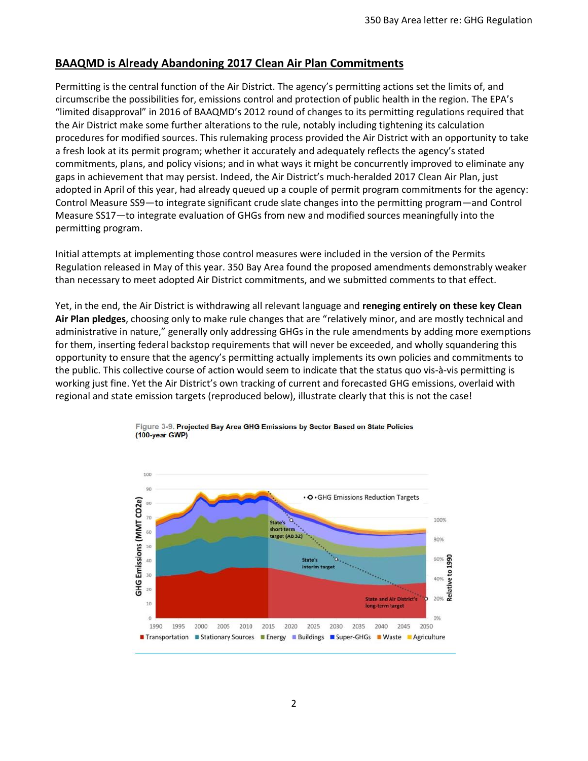## BAAQMD is Already Abandoning 2017 Clean Air Plan Commitments

Permitting is the central function of the Air District. The agency's permitting actions set the limits of, and circumscribe the possibilities for, emissions control and protection of public health in the region. The EPA's "limited disapproval" in 2016 of BAAQMD's 2012 round of changes to its permitting regulations required that the Air District make some further alterations to the rule, notably including tightening its calculation procedures for modified sources. This rulemaking process provided the Air District with an opportunity to take a fresh look at its permit program; whether it accurately and adequately reflects the agency's stated commitments, plans, and policy visions; and in what ways it might be concurrently improved to eliminate any gaps in achievement that may persist. Indeed, the Air District's much-heralded 2017 Clean Air Plan, just adopted in April of this year, had already queued up a couple of permit program commitments for the agency: Control Measure SS9—to integrate significant crude slate changes into the permitting program—and Control Measure SS17—to integrate evaluation of GHGs from new and modified sources meaningfully into the permitting program.

Initial attempts at implementing those control measures were included in the version of the Permits Regulation released in May of this year. 350 Bay Area found the proposed amendments demonstrably weaker than necessary to meet adopted Air District commitments, and we submitted comments to that effect.

Yet, in the end, the Air District is withdrawing all relevant language and **reneging entirely on these key Clean Air Plan pledges**, choosing only to make rule changes that are "relatively minor, and are mostly technical and administrative in nature," generally only addressing GHGs in the rule amendments by adding more exemptions for them, inserting federal backstop requirements that will never be exceeded, and wholly squandering this opportunity to ensure that the agency's permitting actually implements its own policies and commitments to the public. This collective course of action would seem to indicate that the status quo vis-à-vis permitting is working just fine. Yet the Air District's own tracking of current and forecasted GHG emissions, overlaid with regional and state emission targets (reproduced below), illustrate clearly that this is not the case!

**Figure 3-9. Projected Bay Area GHG Emissions by Sector Based on State Policies (100-year GWP)**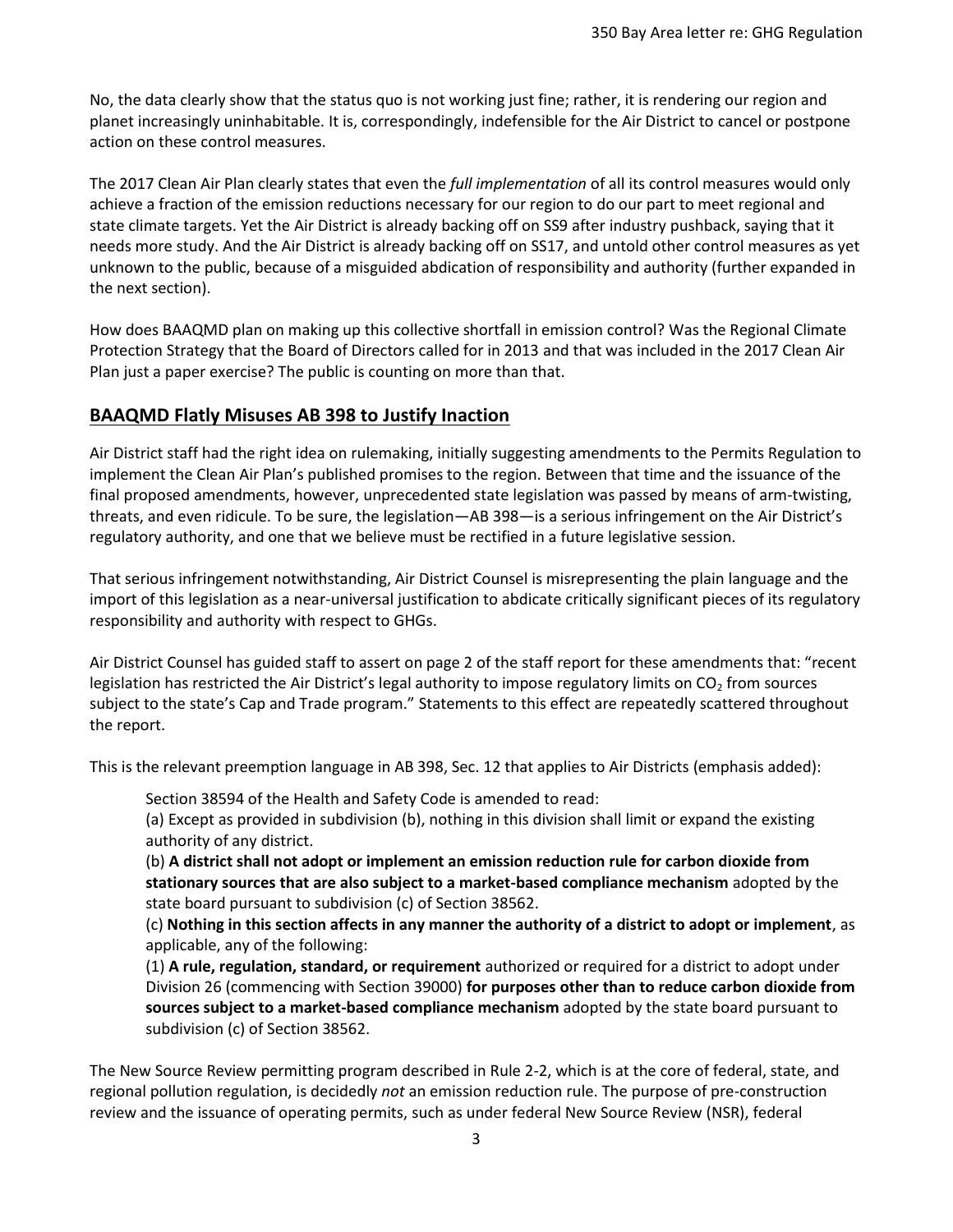No, the data clearly show that the status quo is not working just fine; rather, it is rendering our region and planet increasingly uninhabitable. It is, correspondingly, indefensible for the Air District to cancel or postpone action on these control measures.

The 2017 Clean Air Plan clearly states that even the *full implementation* of all its control measures would only achieve a fraction of the emission reductions necessary for our region to do our part to meet regional and state climate targets. Yet the Air District is already backing off on SS9 after industry pushback, saying that it needs more study. And the Air District is already backing off on SS17, and untold other control measures as yet unknown to the public, because of a misguided abdication of responsibility and authority (further expanded in the next section).

How does BAAQMD plan on making up this collective shortfall in emission control? Was the Regional Climate Protection Strategy that the Board of Directors called for in 2013 and that was included in the 2017 Clean Air Plan just a paper exercise? The public is counting on more than that.

## BAAQMD Flatly Misuses AB 398 to Justify Inaction

Air District staff had the right idea on rulemaking, initially suggesting amendments to the Permits Regulation to implement the Clean Air Plan's published promises to the region. Between that time and the issuance of the final proposed amendments, however, unprecedented state legislation was passed by means of arm-twisting, threats, and even ridicule. To be sure, the legislation—AB 398—is a serious infringement on the Air District's regulatory authority, and one that we believe must be rectified in a future legislative session.

That serious infringement notwithstanding, Air District Counsel is misrepresenting the plain language and the import of this legislation as a near-universal justification to abdicate critically significant pieces of its regulatory responsibility and authority with respect to GHGs.

Air District Counsel has guided staff to assert on page 2 of the staff report for these amendments that: "recent legislation has restricted the Air District's legal authority to impose regulatory limits on $CO_2$ from sources subject to the state's Cap and Trade program." Statements to this effect are repeatedly scattered throughout the report.

This is the relevant preemption language in AB 398, Sec. 12 that applies to Air Districts (emphasis added):

> Section 38594 of the Health and Safety Code is amended to read:
>
> (a) Except as provided in subdivision (b), nothing in this division shall limit or expand the existing authority of any district.
>
> (b) **A district shall not adopt or implement an emission reduction rule for carbon dioxide from stationary sources that are also subject to a market-based compliance mechanism** adopted by the state board pursuant to subdivision (c) of Section 38562.
>
> (c) **Nothing in this section affects in any manner the authority of a district to adopt or implement**, as applicable, any of the following:
>
> (1) **A rule, regulation, standard, or requirement** authorized or required for a district to adopt under Division 26 (commencing with Section 39000) **for purposes other than to reduce carbon dioxide from sources subject to a market-based compliance mechanism** adopted by the state board pursuant to subdivision (c) of Section 38562.

The New Source Review permitting program described in Rule 2-2, which is at the core of federal, state, and regional pollution regulation, is decidedly *not* an emission reduction rule. The purpose of pre-construction review and the issuance of operating permits, such as under federal New Source Review (NSR), federal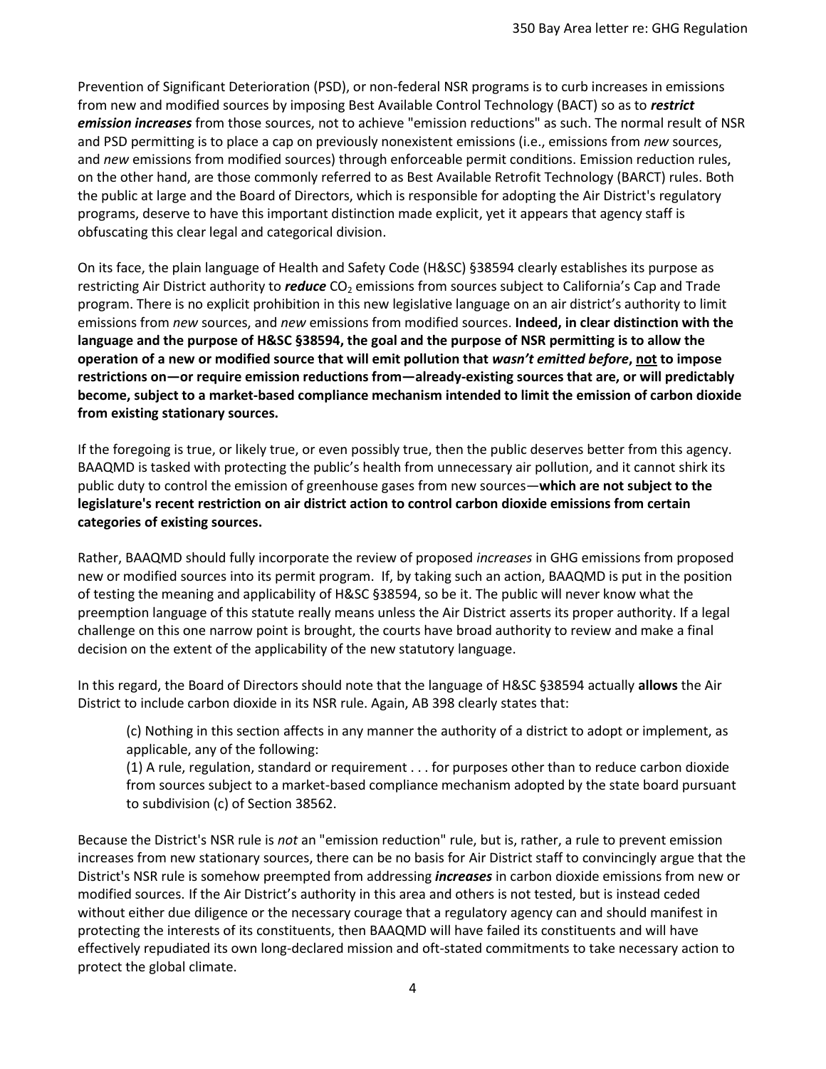Prevention of Significant Deterioration (PSD), or non-federal NSR programs is to curb increases in emissions from new and modified sources by imposing Best Available Control Technology (BACT) so as to ***restrict emission increases*** from those sources, not to achieve "emission reductions" as such. The normal result of NSR and PSD permitting is to place a cap on previously nonexistent emissions (i.e., emissions from *new* sources, and *new* emissions from modified sources) through enforceable permit conditions. Emission reduction rules, on the other hand, are those commonly referred to as Best Available Retrofit Technology (BARCT) rules. Both the public at large and the Board of Directors, which is responsible for adopting the Air District's regulatory programs, deserve to have this important distinction made explicit, yet it appears that agency staff is obfuscating this clear legal and categorical division.

On its face, the plain language of Health and Safety Code (H&SC) §38594 clearly establishes its purpose as restricting Air District authority to ***reduce*** $CO_2$ emissions from sources subject to California's Cap and Trade program. There is no explicit prohibition in this new legislative language on an air district's authority to limit emissions from *new* sources, and *new* emissions from modified sources. **Indeed, in clear distinction with the language and the purpose of H&SC §38594, the goal and the purpose of NSR permitting is to allow the operation of a new or modified source that will emit pollution that *wasn't emitted before*, <u>not</u> to impose restrictions on—or require emission reductions from—already-existing sources that are, or will predictably become, subject to a market-based compliance mechanism intended to limit the emission of carbon dioxide from existing stationary sources.**

If the foregoing is true, or likely true, or even possibly true, then the public deserves better from this agency. BAAQMD is tasked with protecting the public's health from unnecessary air pollution, and it cannot shirk its public duty to control the emission of greenhouse gases from new sources—**which are not subject to the legislature's recent restriction on air district action to control carbon dioxide emissions from certain categories of existing sources.**

Rather, BAAQMD should fully incorporate the review of proposed *increases* in GHG emissions from proposed new or modified sources into its permit program. If, by taking such an action, BAAQMD is put in the position of testing the meaning and applicability of H&SC §38594, so be it. The public will never know what the preemption language of this statute really means unless the Air District asserts its proper authority. If a legal challenge on this one narrow point is brought, the courts have broad authority to review and make a final decision on the extent of the applicability of the new statutory language.

In this regard, the Board of Directors should note that the language of H&SC §38594 actually **allows** the Air District to include carbon dioxide in its NSR rule. Again, AB 398 clearly states that:

> (c) Nothing in this section affects in any manner the authority of a district to adopt or implement, as applicable, any of the following:
> (1) A rule, regulation, standard or requirement . . . for purposes other than to reduce carbon dioxide from sources subject to a market-based compliance mechanism adopted by the state board pursuant to subdivision (c) of Section 38562.

Because the District's NSR rule is *not* an "emission reduction" rule, but is, rather, a rule to prevent emission increases from new stationary sources, there can be no basis for Air District staff to convincingly argue that the District's NSR rule is somehow preempted from addressing ***increases*** in carbon dioxide emissions from new or modified sources. If the Air District's authority in this area and others is not tested, but is instead ceded without either due diligence or the necessary courage that a regulatory agency can and should manifest in protecting the interests of its constituents, then BAAQMD will have failed its constituents and will have effectively repudiated its own long-declared mission and oft-stated commitments to take necessary action to protect the global climate.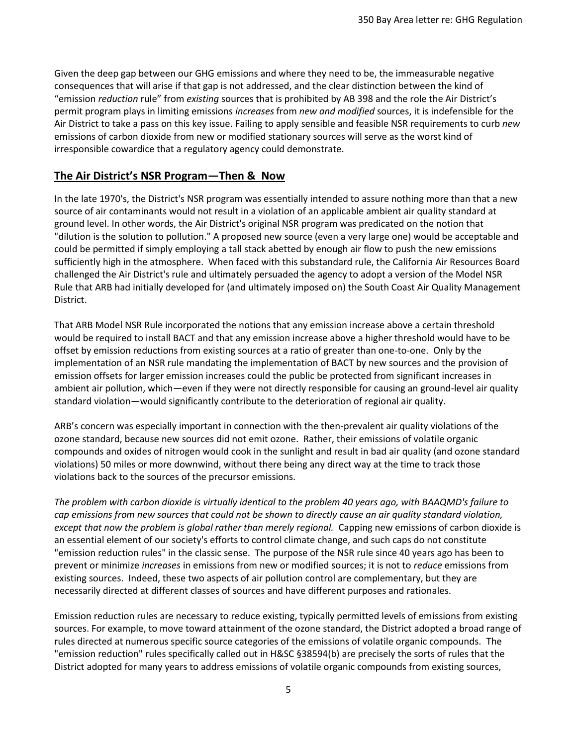Given the deep gap between our GHG emissions and where they need to be, the immeasurable negative consequences that will arise if that gap is not addressed, and the clear distinction between the kind of "emission *reduction* rule" from *existing* sources that is prohibited by AB 398 and the role the Air District's permit program plays in limiting emissions *increases* from *new and modified* sources, it is indefensible for the Air District to take a pass on this key issue. Failing to apply sensible and feasible NSR requirements to curb *new* emissions of carbon dioxide from new or modified stationary sources will serve as the worst kind of irresponsible cowardice that a regulatory agency could demonstrate.

## The Air District's NSR Program—Then & Now

In the late 1970's, the District's NSR program was essentially intended to assure nothing more than that a new source of air contaminants would not result in a violation of an applicable ambient air quality standard at ground level. In other words, the Air District's original NSR program was predicated on the notion that "dilution is the solution to pollution." A proposed new source (even a very large one) would be acceptable and could be permitted if simply employing a tall stack abetted by enough air flow to push the new emissions sufficiently high in the atmosphere. When faced with this substandard rule, the California Air Resources Board challenged the Air District's rule and ultimately persuaded the agency to adopt a version of the Model NSR Rule that ARB had initially developed for (and ultimately imposed on) the South Coast Air Quality Management District.

That ARB Model NSR Rule incorporated the notions that any emission increase above a certain threshold would be required to install BACT and that any emission increase above a higher threshold would have to be offset by emission reductions from existing sources at a ratio of greater than one-to-one. Only by the implementation of an NSR rule mandating the implementation of BACT by new sources and the provision of emission offsets for larger emission increases could the public be protected from significant increases in ambient air pollution, which—even if they were not directly responsible for causing an ground-level air quality standard violation—would significantly contribute to the deterioration of regional air quality.

ARB's concern was especially important in connection with the then-prevalent air quality violations of the ozone standard, because new sources did not emit ozone. Rather, their emissions of volatile organic compounds and oxides of nitrogen would cook in the sunlight and result in bad air quality (and ozone standard violations) 50 miles or more downwind, without there being any direct way at the time to track those violations back to the sources of the precursor emissions.

*The problem with carbon dioxide is virtually identical to the problem 40 years ago, with BAAQMD's failure to cap emissions from new sources that could not be shown to directly cause an air quality standard violation, except that now the problem is global rather than merely regional.* Capping new emissions of carbon dioxide is an essential element of our society's efforts to control climate change, and such caps do not constitute "emission reduction rules" in the classic sense. The purpose of the NSR rule since 40 years ago has been to prevent or minimize *increases* in emissions from new or modified sources; it is not to *reduce* emissions from existing sources. Indeed, these two aspects of air pollution control are complementary, but they are necessarily directed at different classes of sources and have different purposes and rationales.

Emission reduction rules are necessary to reduce existing, typically permitted levels of emissions from existing sources. For example, to move toward attainment of the ozone standard, the District adopted a broad range of rules directed at numerous specific source categories of the emissions of volatile organic compounds. The "emission reduction" rules specifically called out in H&SC §38594(b) are precisely the sorts of rules that the District adopted for many years to address emissions of volatile organic compounds from existing sources,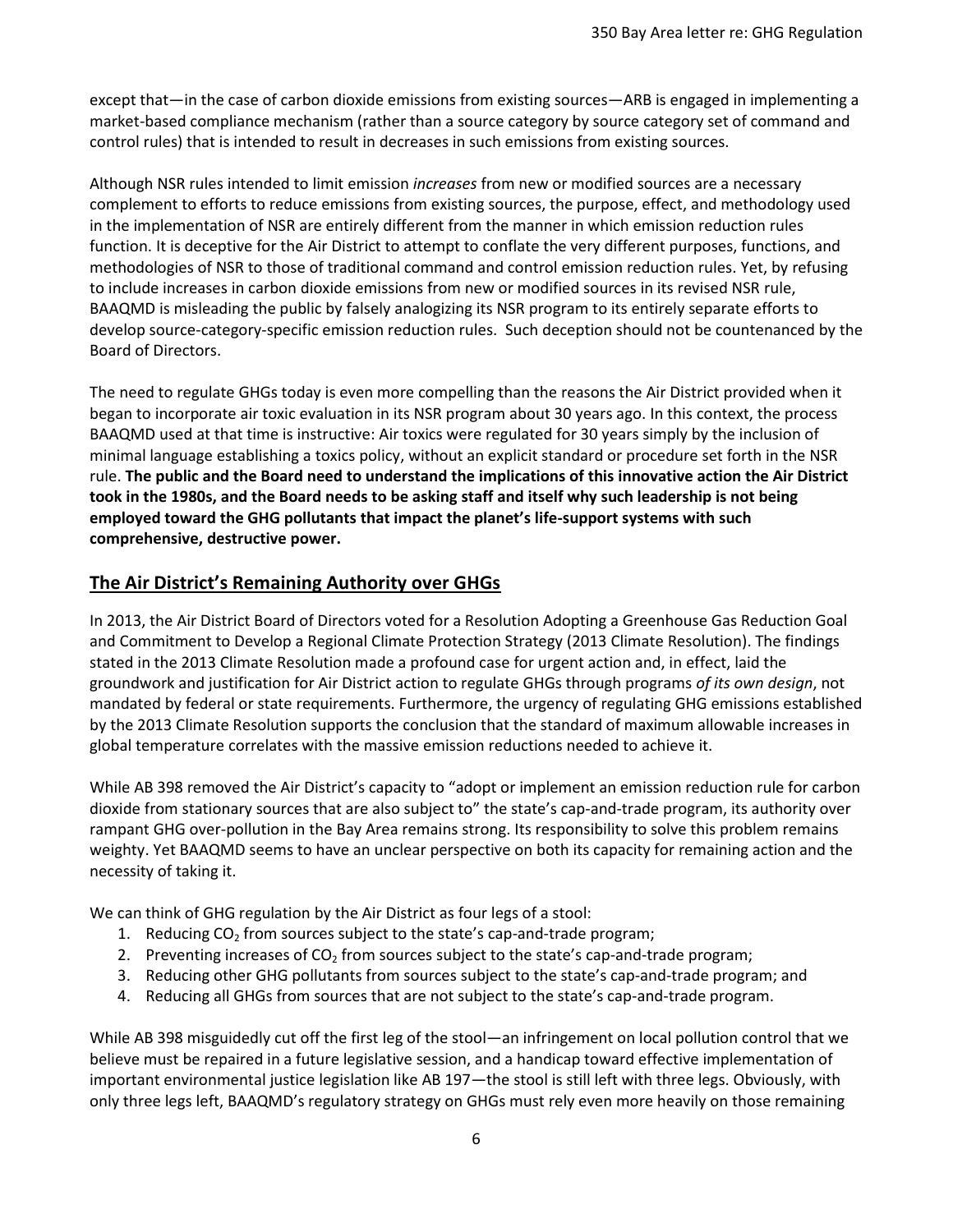except that—in the case of carbon dioxide emissions from existing sources—ARB is engaged in implementing a market-based compliance mechanism (rather than a source category by source category set of command and control rules) that is intended to result in decreases in such emissions from existing sources.

Although NSR rules intended to limit emission *increases* from new or modified sources are a necessary complement to efforts to reduce emissions from existing sources, the purpose, effect, and methodology used in the implementation of NSR are entirely different from the manner in which emission reduction rules function. It is deceptive for the Air District to attempt to conflate the very different purposes, functions, and methodologies of NSR to those of traditional command and control emission reduction rules. Yet, by refusing to include increases in carbon dioxide emissions from new or modified sources in its revised NSR rule, BAAQMD is misleading the public by falsely analogizing its NSR program to its entirely separate efforts to develop source-category-specific emission reduction rules. Such deception should not be countenanced by the Board of Directors.

The need to regulate GHGs today is even more compelling than the reasons the Air District provided when it began to incorporate air toxic evaluation in its NSR program about 30 years ago. In this context, the process BAAQMD used at that time is instructive: Air toxics were regulated for 30 years simply by the inclusion of minimal language establishing a toxics policy, without an explicit standard or procedure set forth in the NSR rule. **The public and the Board need to understand the implications of this innovative action the Air District took in the 1980s, and the Board needs to be asking staff and itself why such leadership is not being employed toward the GHG pollutants that impact the planet's life-support systems with such comprehensive, destructive power.**

## The Air District's Remaining Authority over GHGs

In 2013, the Air District Board of Directors voted for a Resolution Adopting a Greenhouse Gas Reduction Goal and Commitment to Develop a Regional Climate Protection Strategy (2013 Climate Resolution). The findings stated in the 2013 Climate Resolution made a profound case for urgent action and, in effect, laid the groundwork and justification for Air District action to regulate GHGs through programs *of its own design*, not mandated by federal or state requirements. Furthermore, the urgency of regulating GHG emissions established by the 2013 Climate Resolution supports the conclusion that the standard of maximum allowable increases in global temperature correlates with the massive emission reductions needed to achieve it.

While AB 398 removed the Air District's capacity to "adopt or implement an emission reduction rule for carbon dioxide from stationary sources that are also subject to" the state's cap-and-trade program, its authority over rampant GHG over-pollution in the Bay Area remains strong. Its responsibility to solve this problem remains weighty. Yet BAAQMD seems to have an unclear perspective on both its capacity for remaining action and the necessity of taking it.

We can think of GHG regulation by the Air District as four legs of a stool:

1. Reducing $CO_2$ from sources subject to the state's cap-and-trade program;
2. Preventing increases of $CO_2$ from sources subject to the state's cap-and-trade program;
3. Reducing other GHG pollutants from sources subject to the state's cap-and-trade program; and
4. Reducing all GHGs from sources that are not subject to the state's cap-and-trade program.

While AB 398 misguidedly cut off the first leg of the stool—an infringement on local pollution control that we believe must be repaired in a future legislative session, and a handicap toward effective implementation of important environmental justice legislation like AB 197—the stool is still left with three legs. Obviously, with only three legs left, BAAQMD's regulatory strategy on GHGs must rely even more heavily on those remaining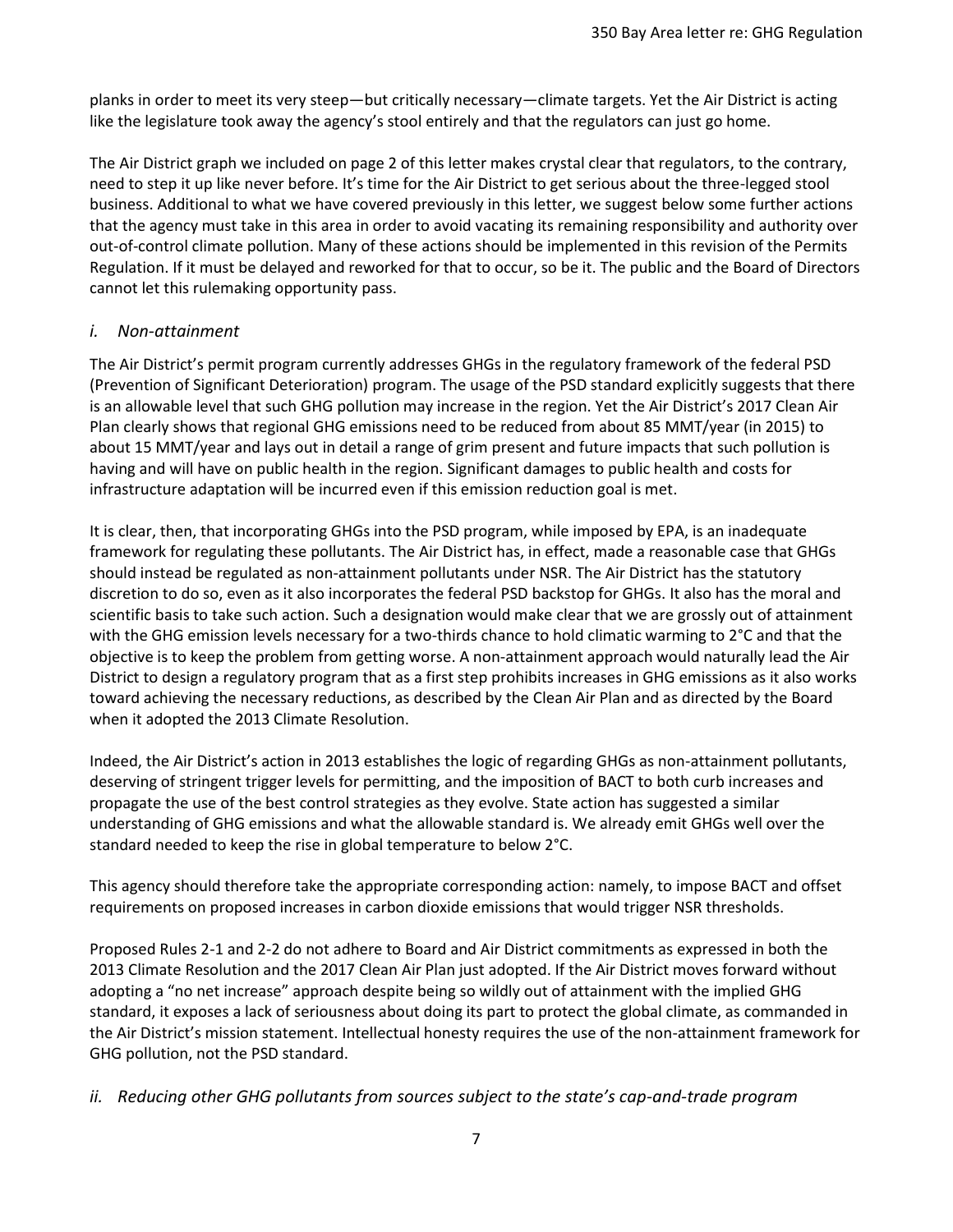planks in order to meet its very steep—but critically necessary—climate targets. Yet the Air District is acting like the legislature took away the agency's stool entirely and that the regulators can just go home.

The Air District graph we included on page 2 of this letter makes crystal clear that regulators, to the contrary, need to step it up like never before. It's time for the Air District to get serious about the three-legged stool business. Additional to what we have covered previously in this letter, we suggest below some further actions that the agency must take in this area in order to avoid vacating its remaining responsibility and authority over out-of-control climate pollution. Many of these actions should be implemented in this revision of the Permits Regulation. If it must be delayed and reworked for that to occur, so be it. The public and the Board of Directors cannot let this rulemaking opportunity pass.

### *i. Non-attainment*

The Air District's permit program currently addresses GHGs in the regulatory framework of the federal PSD (Prevention of Significant Deterioration) program. The usage of the PSD standard explicitly suggests that there is an allowable level that such GHG pollution may increase in the region. Yet the Air District's 2017 Clean Air Plan clearly shows that regional GHG emissions need to be reduced from about 85 MMT/year (in 2015) to about 15 MMT/year and lays out in detail a range of grim present and future impacts that such pollution is having and will have on public health in the region. Significant damages to public health and costs for infrastructure adaptation will be incurred even if this emission reduction goal is met.

It is clear, then, that incorporating GHGs into the PSD program, while imposed by EPA, is an inadequate framework for regulating these pollutants. The Air District has, in effect, made a reasonable case that GHGs should instead be regulated as non-attainment pollutants under NSR. The Air District has the statutory discretion to do so, even as it also incorporates the federal PSD backstop for GHGs. It also has the moral and scientific basis to take such action. Such a designation would make clear that we are grossly out of attainment with the GHG emission levels necessary for a two-thirds chance to hold climatic warming to 2°C and that the objective is to keep the problem from getting worse. A non-attainment approach would naturally lead the Air District to design a regulatory program that as a first step prohibits increases in GHG emissions as it also works toward achieving the necessary reductions, as described by the Clean Air Plan and as directed by the Board when it adopted the 2013 Climate Resolution.

Indeed, the Air District's action in 2013 establishes the logic of regarding GHGs as non-attainment pollutants, deserving of stringent trigger levels for permitting, and the imposition of BACT to both curb increases and propagate the use of the best control strategies as they evolve. State action has suggested a similar understanding of GHG emissions and what the allowable standard is. We already emit GHGs well over the standard needed to keep the rise in global temperature to below 2°C.

This agency should therefore take the appropriate corresponding action: namely, to impose BACT and offset requirements on proposed increases in carbon dioxide emissions that would trigger NSR thresholds.

Proposed Rules 2-1 and 2-2 do not adhere to Board and Air District commitments as expressed in both the 2013 Climate Resolution and the 2017 Clean Air Plan just adopted. If the Air District moves forward without adopting a "no net increase" approach despite being so wildly out of attainment with the implied GHG standard, it exposes a lack of seriousness about doing its part to protect the global climate, as commanded in the Air District's mission statement. Intellectual honesty requires the use of the non-attainment framework for GHG pollution, not the PSD standard.

### *ii. Reducing other GHG pollutants from sources subject to the state's cap-and-trade program*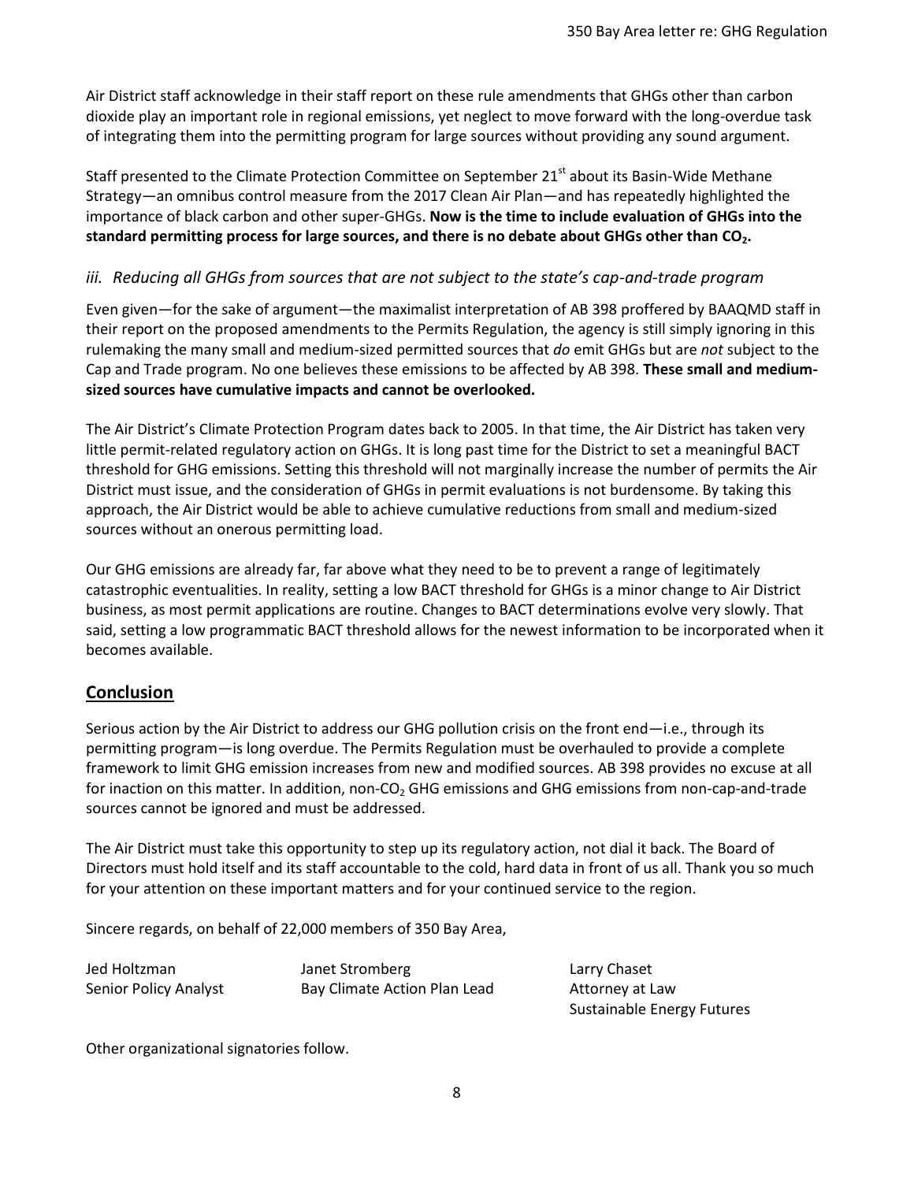Air District staff acknowledge in their staff report on these rule amendments that GHGs other than carbon dioxide play an important role in regional emissions, yet neglect to move forward with the long-overdue task of integrating them into the permitting program for large sources without providing any sound argument.

Staff presented to the Climate Protection Committee on September 21[st] about its Basin-Wide Methane Strategy—an omnibus control measure from the 2017 Clean Air Plan—and has repeatedly highlighted the importance of black carbon and other super-GHGs. **Now is the time to include evaluation of GHGs into the standard permitting process for large sources, and there is no debate about GHGs other than $CO_2$.**

### *iii. Reducing all GHGs from sources that are not subject to the state's cap-and-trade program*

Even given—for the sake of argument—the maximalist interpretation of AB 398 proffered by BAAQMD staff in their report on the proposed amendments to the Permits Regulation, the agency is still simply ignoring in this rulemaking the many small and medium-sized permitted sources that *do* emit GHGs but are *not* subject to the Cap and Trade program. No one believes these emissions to be affected by AB 398. **These small and medium-sized sources have cumulative impacts and cannot be overlooked.**

The Air District's Climate Protection Program dates back to 2005. In that time, the Air District has taken very little permit-related regulatory action on GHGs. It is long past time for the District to set a meaningful BACT threshold for GHG emissions. Setting this threshold will not marginally increase the number of permits the Air District must issue, and the consideration of GHGs in permit evaluations is not burdensome. By taking this approach, the Air District would be able to achieve cumulative reductions from small and medium-sized sources without an onerous permitting load.

Our GHG emissions are already far, far above what they need to be to prevent a range of legitimately catastrophic eventualities. In reality, setting a low BACT threshold for GHGs is a minor change to Air District business, as most permit applications are routine. Changes to BACT determinations evolve very slowly. That said, setting a low programmatic BACT threshold allows for the newest information to be incorporated when it becomes available.

## Conclusion

Serious action by the Air District to address our GHG pollution crisis on the front end—i.e., through its permitting program—is long overdue. The Permits Regulation must be overhauled to provide a complete framework to limit GHG emission increases from new and modified sources. AB 398 provides no excuse at all for inaction on this matter. In addition, non-$CO_2$ GHG emissions and GHG emissions from non-cap-and-trade sources cannot be ignored and must be addressed.

The Air District must take this opportunity to step up its regulatory action, not dial it back. The Board of Directors must hold itself and its staff accountable to the cold, hard data in front of us all. Thank you so much for your attention on these important matters and for your continued service to the region.

Sincere regards, on behalf of 22,000 members of 350 Bay Area,

Jed Holtzman
Senior Policy Analyst

Janet Stromberg
Bay Climate Action Plan Lead

Larry Chaset
Attorney at Law
Sustainable Energy Futures

Other organizational signatories follow.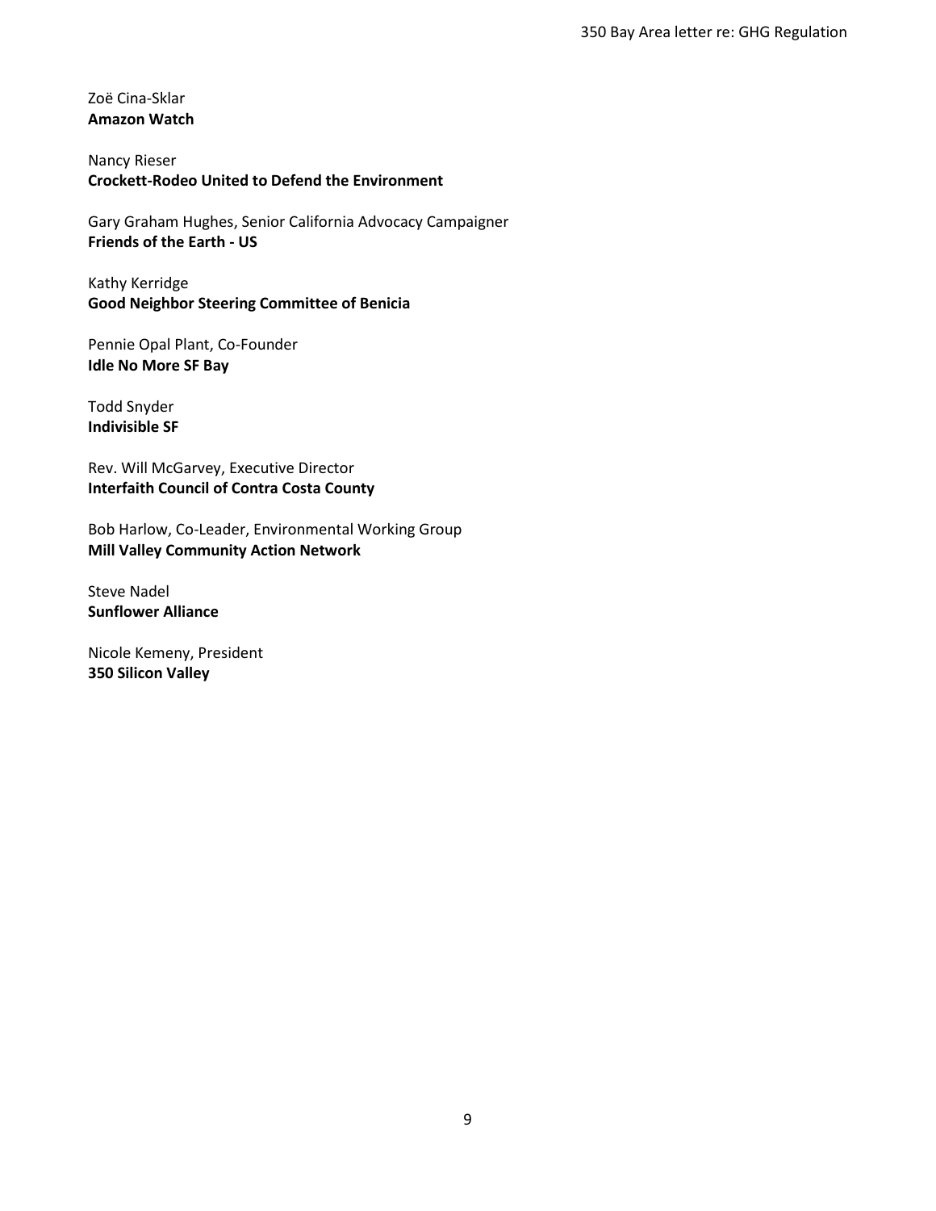Zoë Cina-Sklar
**Amazon Watch**

Nancy Rieser
**Crockett-Rodeo United to Defend the Environment**

Gary Graham Hughes, Senior California Advocacy Campaigner
**Friends of the Earth - US**

Kathy Kerridge
**Good Neighbor Steering Committee of Benicia**

Pennie Opal Plant, Co-Founder
**Idle No More SF Bay**

Todd Snyder
**Indivisible SF**

Rev. Will McGarvey, Executive Director
**Interfaith Council of Contra Costa County**

Bob Harlow, Co-Leader, Environmental Working Group
**Mill Valley Community Action Network**

Steve Nadel
**Sunflower Alliance**

Nicole Kemeny, President
**350 Silicon Valley**